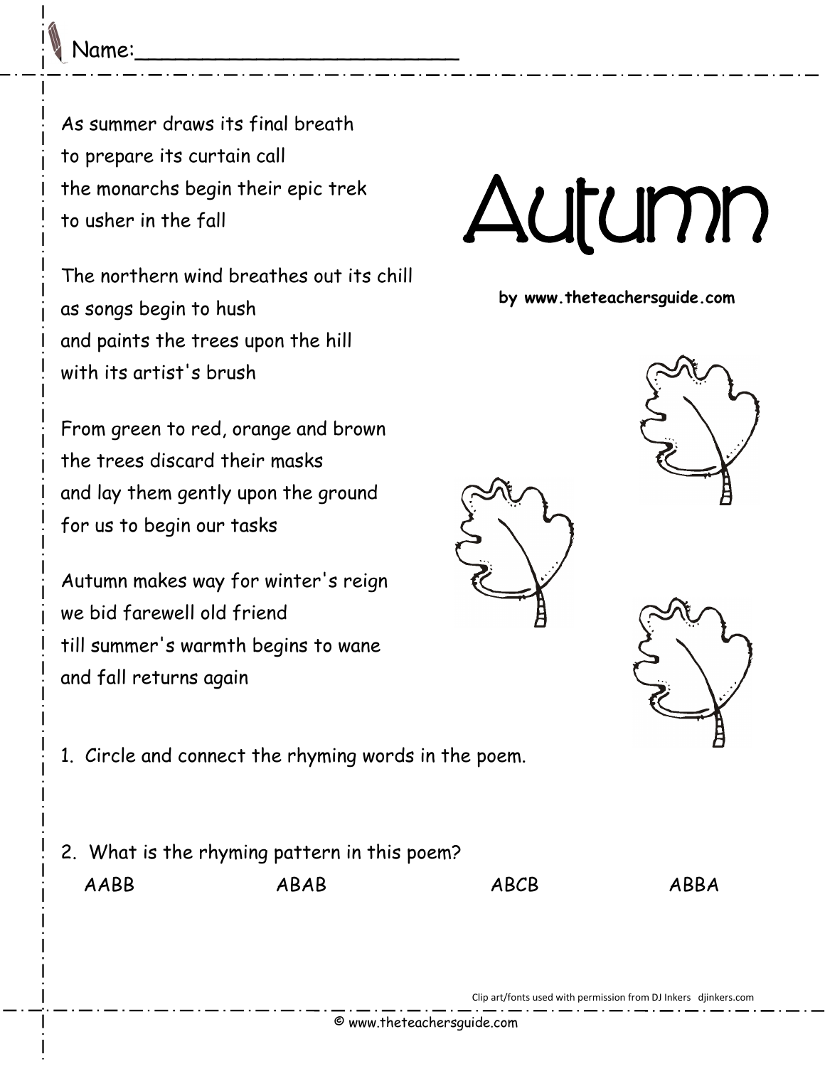Name:___________________________

# Autumn

**by www.theteachersguide.com**

As summer draws its final breath
to prepare its curtain call
the monarchs begin their epic trek
to usher in the fall

The northern wind breathes out its chill
as songs begin to hush
and paints the trees upon the hill
with its artist's brush

From green to red, orange and brown
the trees discard their masks
and lay them gently upon the ground
for us to begin our tasks

Autumn makes way for winter's reign
we bid farewell old friend
till summer's warmth begins to wane
and fall returns again

1. Circle and connect the rhyming words in the poem.

2. What is the rhyming pattern in this poem?

   AABB &nbsp;&nbsp;&nbsp;&nbsp; ABAB &nbsp;&nbsp;&nbsp;&nbsp; ABCB &nbsp;&nbsp;&nbsp;&nbsp; ABBA

Clip art/fonts used with permission from DJ Inkers djinkers.com

© www.theteachersguide.com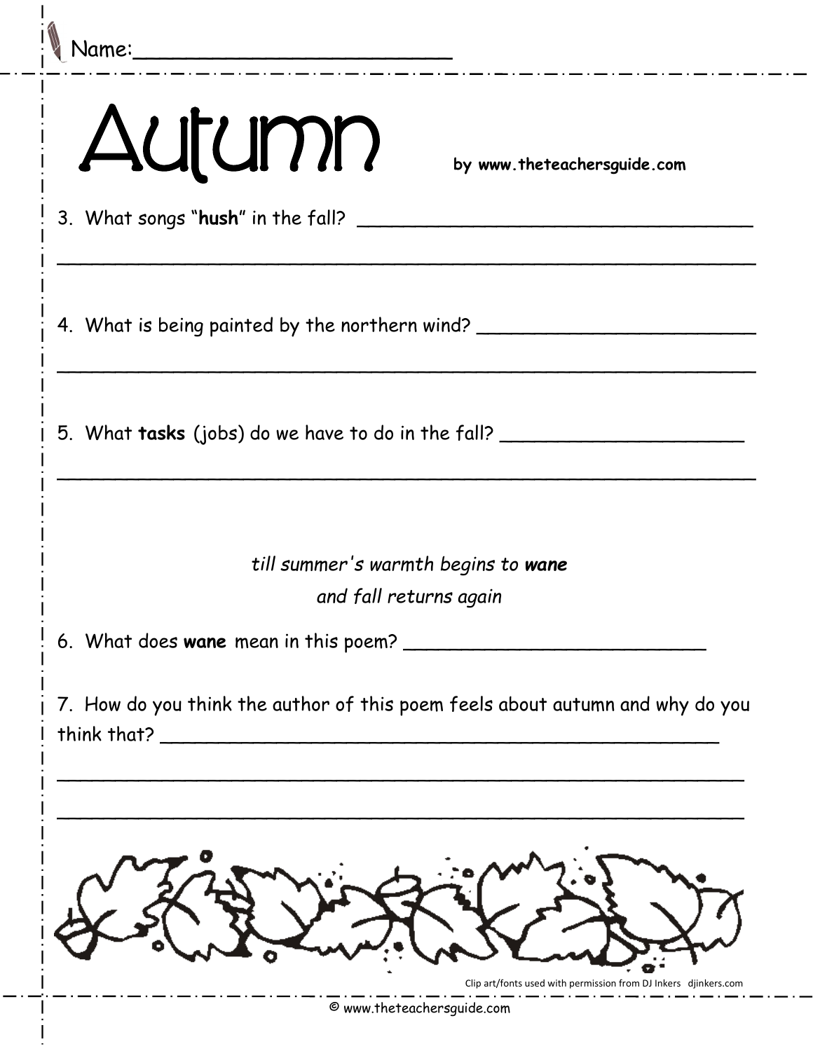Name:_________________________

# Autumn

**by www.theteachersguide.com**

3. What songs "**hush**" in the fall? ___________________________________

_____________________________________________________________________

4. What is being painted by the northern wind? ________________________

_____________________________________________________________________

5. What **tasks** (jobs) do we have to do in the fall? _____________________

_____________________________________________________________________

*till summer's warmth begins to* ***wane***

*and fall returns again*

6. What does **wane** mean in this poem? ___________________________

7. How do you think the author of this poem feels about autumn and why do you think that? ___________________________________________________

_____________________________________________________________________

_____________________________________________________________________

Clip art/fonts used with permission from DJ Inkers djinkers.com

© www.theteachersguide.com